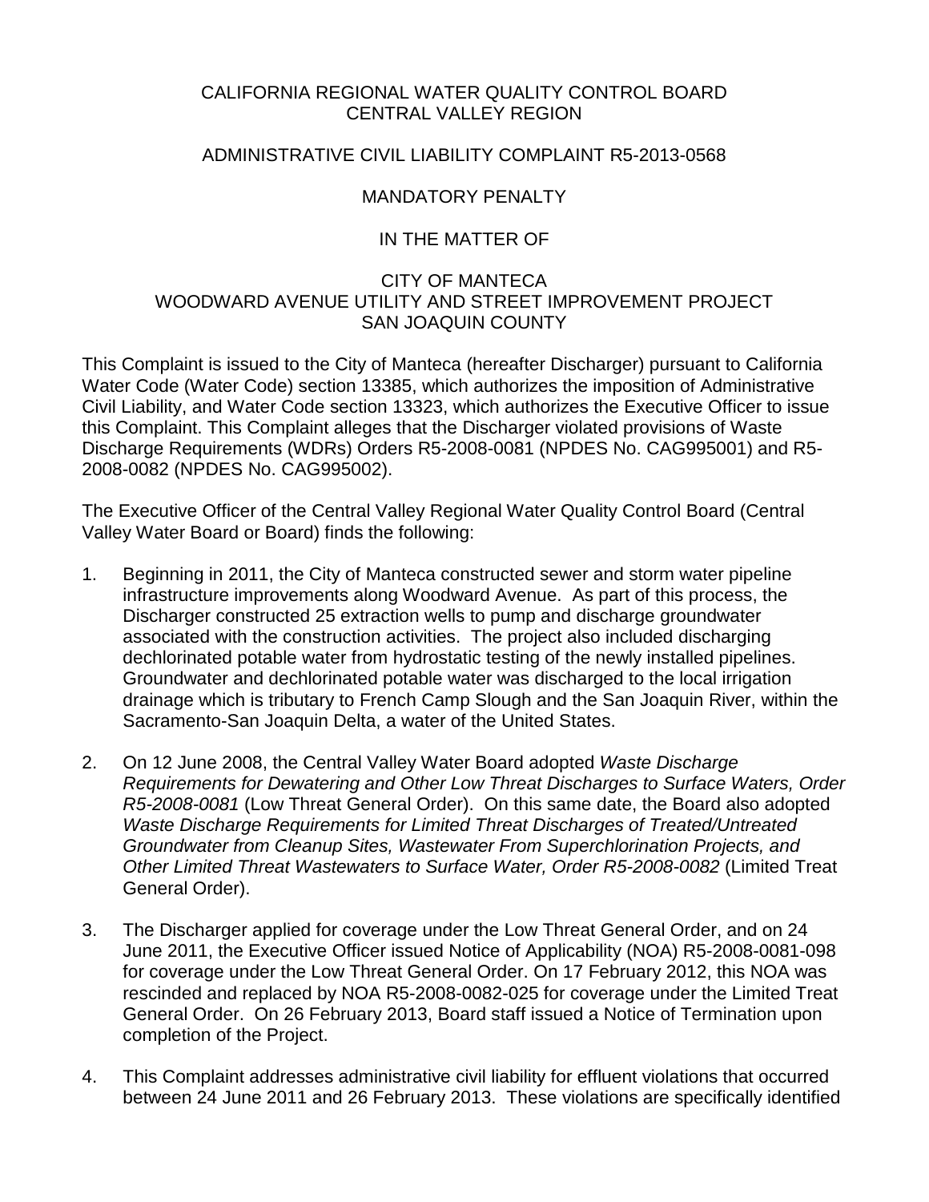CALIFORNIA REGIONAL WATER QUALITY CONTROL BOARD
CENTRAL VALLEY REGION

ADMINISTRATIVE CIVIL LIABILITY COMPLAINT R5-2013-0568

MANDATORY PENALTY

IN THE MATTER OF

CITY OF MANTECA
WOODWARD AVENUE UTILITY AND STREET IMPROVEMENT PROJECT
SAN JOAQUIN COUNTY

This Complaint is issued to the City of Manteca (hereafter Discharger) pursuant to California Water Code (Water Code) section 13385, which authorizes the imposition of Administrative Civil Liability, and Water Code section 13323, which authorizes the Executive Officer to issue this Complaint. This Complaint alleges that the Discharger violated provisions of Waste Discharge Requirements (WDRs) Orders R5-2008-0081 (NPDES No. CAG995001) and R5-2008-0082 (NPDES No. CAG995002).

The Executive Officer of the Central Valley Regional Water Quality Control Board (Central Valley Water Board or Board) finds the following:

1. Beginning in 2011, the City of Manteca constructed sewer and storm water pipeline infrastructure improvements along Woodward Avenue. As part of this process, the Discharger constructed 25 extraction wells to pump and discharge groundwater associated with the construction activities. The project also included discharging dechlorinated potable water from hydrostatic testing of the newly installed pipelines. Groundwater and dechlorinated potable water was discharged to the local irrigation drainage which is tributary to French Camp Slough and the San Joaquin River, within the Sacramento-San Joaquin Delta, a water of the United States.

2. On 12 June 2008, the Central Valley Water Board adopted *Waste Discharge Requirements for Dewatering and Other Low Threat Discharges to Surface Waters, Order R5-2008-0081* (Low Threat General Order). On this same date, the Board also adopted *Waste Discharge Requirements for Limited Threat Discharges of Treated/Untreated Groundwater from Cleanup Sites, Wastewater From Superchlorination Projects, and Other Limited Threat Wastewaters to Surface Water, Order R5-2008-0082* (Limited Treat General Order).

3. The Discharger applied for coverage under the Low Threat General Order, and on 24 June 2011, the Executive Officer issued Notice of Applicability (NOA) R5-2008-0081-098 for coverage under the Low Threat General Order. On 17 February 2012, this NOA was rescinded and replaced by NOA R5-2008-0082-025 for coverage under the Limited Treat General Order. On 26 February 2013, Board staff issued a Notice of Termination upon completion of the Project.

4. This Complaint addresses administrative civil liability for effluent violations that occurred between 24 June 2011 and 26 February 2013. These violations are specifically identified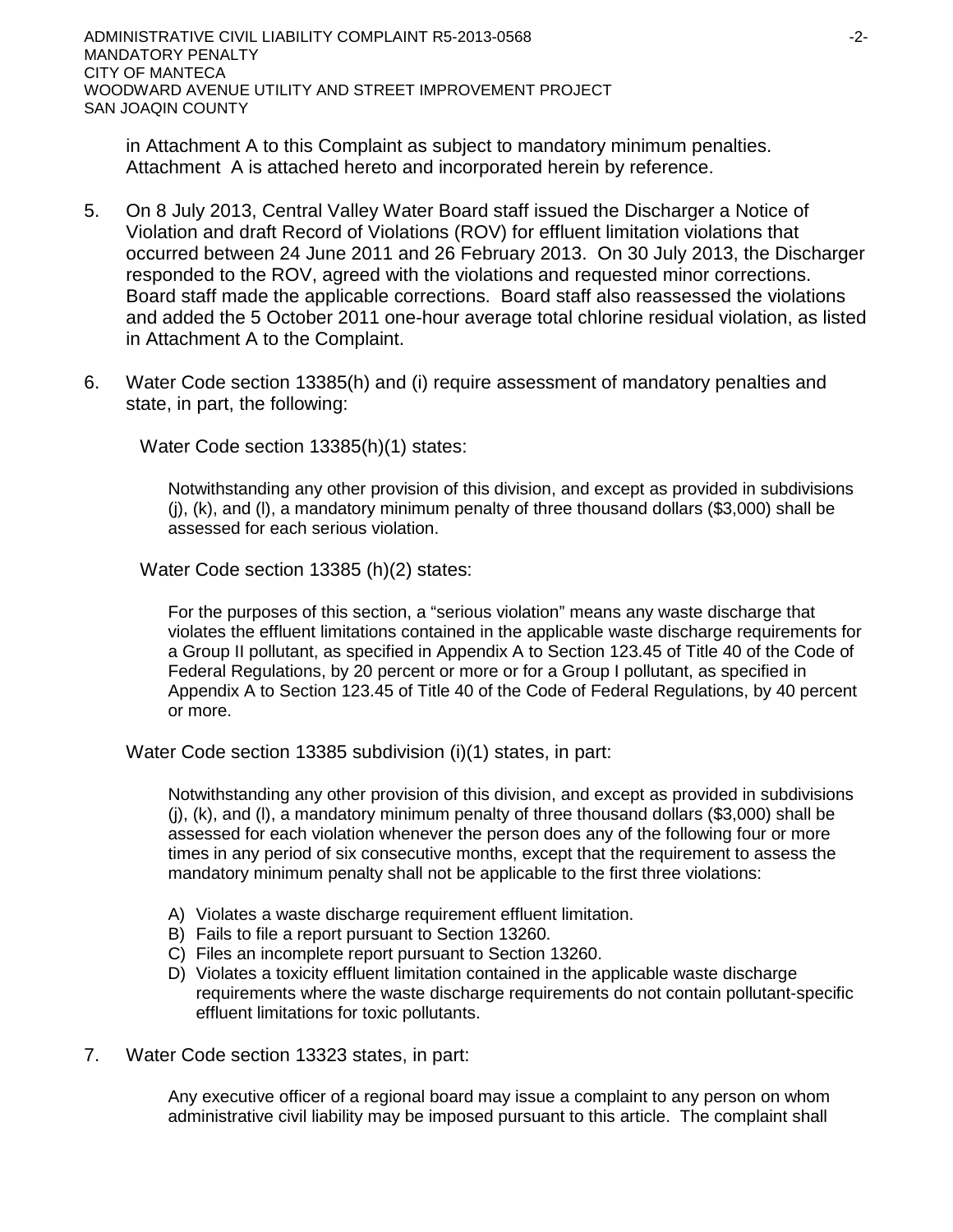in Attachment A to this Complaint as subject to mandatory minimum penalties. Attachment A is attached hereto and incorporated herein by reference.

5. On 8 July 2013, Central Valley Water Board staff issued the Discharger a Notice of Violation and draft Record of Violations (ROV) for effluent limitation violations that occurred between 24 June 2011 and 26 February 2013. On 30 July 2013, the Discharger responded to the ROV, agreed with the violations and requested minor corrections. Board staff made the applicable corrections. Board staff also reassessed the violations and added the 5 October 2011 one-hour average total chlorine residual violation, as listed in Attachment A to the Complaint.

6. Water Code section 13385(h) and (i) require assessment of mandatory penalties and state, in part, the following:

   Water Code section 13385(h)(1) states:

   > Notwithstanding any other provision of this division, and except as provided in subdivisions (j), (k), and (l), a mandatory minimum penalty of three thousand dollars ($3,000) shall be assessed for each serious violation.

   Water Code section 13385 (h)(2) states:

   > For the purposes of this section, a "serious violation" means any waste discharge that violates the effluent limitations contained in the applicable waste discharge requirements for a Group II pollutant, as specified in Appendix A to Section 123.45 of Title 40 of the Code of Federal Regulations, by 20 percent or more or for a Group I pollutant, as specified in Appendix A to Section 123.45 of Title 40 of the Code of Federal Regulations, by 40 percent or more.

   Water Code section 13385 subdivision (i)(1) states, in part:

   > Notwithstanding any other provision of this division, and except as provided in subdivisions (j), (k), and (l), a mandatory minimum penalty of three thousand dollars ($3,000) shall be assessed for each violation whenever the person does any of the following four or more times in any period of six consecutive months, except that the requirement to assess the mandatory minimum penalty shall not be applicable to the first three violations:
   >
   > A) Violates a waste discharge requirement effluent limitation.
   > B) Fails to file a report pursuant to Section 13260.
   > C) Files an incomplete report pursuant to Section 13260.
   > D) Violates a toxicity effluent limitation contained in the applicable waste discharge requirements where the waste discharge requirements do not contain pollutant-specific effluent limitations for toxic pollutants.

7. Water Code section 13323 states, in part:

   > Any executive officer of a regional board may issue a complaint to any person on whom administrative civil liability may be imposed pursuant to this article. The complaint shall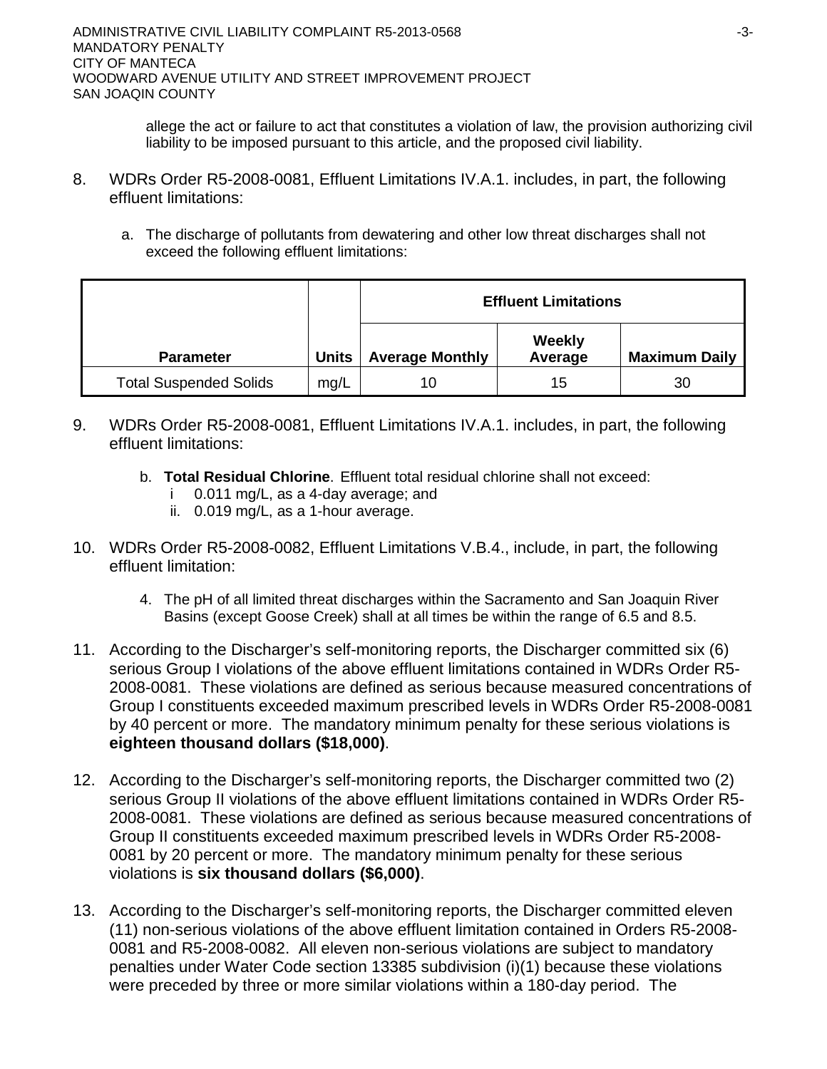allege the act or failure to act that constitutes a violation of law, the provision authorizing civil liability to be imposed pursuant to this article, and the proposed civil liability.

8. WDRs Order R5-2008-0081, Effluent Limitations IV.A.1. includes, in part, the following effluent limitations:

   a. The discharge of pollutants from dewatering and other low threat discharges shall not exceed the following effluent limitations:

| | | Effluent Limitations | | |
|---|---|---|---|---|
| Parameter | Units | Average Monthly | Weekly Average | Maximum Daily |
| Total Suspended Solids | mg/L | 10 | 15 | 30 |

9. WDRs Order R5-2008-0081, Effluent Limitations IV.A.1. includes, in part, the following effluent limitations:

   b. **Total Residual Chlorine**. Effluent total residual chlorine shall not exceed:
      i 0.011 mg/L, as a 4-day average; and
      ii. 0.019 mg/L, as a 1-hour average.

10. WDRs Order R5-2008-0082, Effluent Limitations V.B.4., include, in part, the following effluent limitation:

   4. The pH of all limited threat discharges within the Sacramento and San Joaquin River Basins (except Goose Creek) shall at all times be within the range of 6.5 and 8.5.

11. According to the Discharger's self-monitoring reports, the Discharger committed six (6) serious Group I violations of the above effluent limitations contained in WDRs Order R5-2008-0081. These violations are defined as serious because measured concentrations of Group I constituents exceeded maximum prescribed levels in WDRs Order R5-2008-0081 by 40 percent or more. The mandatory minimum penalty for these serious violations is **eighteen thousand dollars ($18,000)**.

12. According to the Discharger's self-monitoring reports, the Discharger committed two (2) serious Group II violations of the above effluent limitations contained in WDRs Order R5-2008-0081. These violations are defined as serious because measured concentrations of Group II constituents exceeded maximum prescribed levels in WDRs Order R5-2008-0081 by 20 percent or more. The mandatory minimum penalty for these serious violations is **six thousand dollars ($6,000)**.

13. According to the Discharger's self-monitoring reports, the Discharger committed eleven (11) non-serious violations of the above effluent limitation contained in Orders R5-2008-0081 and R5-2008-0082. All eleven non-serious violations are subject to mandatory penalties under Water Code section 13385 subdivision (i)(1) because these violations were preceded by three or more similar violations within a 180-day period. The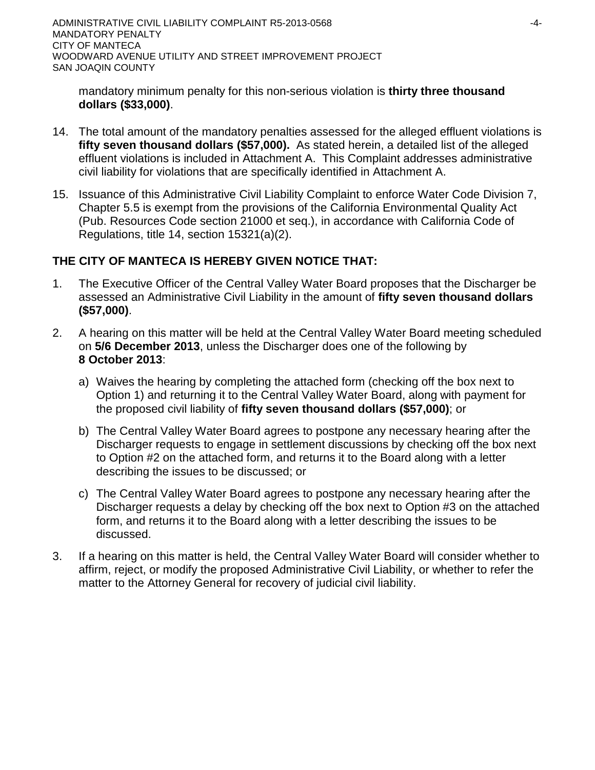mandatory minimum penalty for this non-serious violation is **thirty three thousand dollars ($33,000)**.

14. The total amount of the mandatory penalties assessed for the alleged effluent violations is **fifty seven thousand dollars ($57,000).** As stated herein, a detailed list of the alleged effluent violations is included in Attachment A. This Complaint addresses administrative civil liability for violations that are specifically identified in Attachment A.

15. Issuance of this Administrative Civil Liability Complaint to enforce Water Code Division 7, Chapter 5.5 is exempt from the provisions of the California Environmental Quality Act (Pub. Resources Code section 21000 et seq.), in accordance with California Code of Regulations, title 14, section 15321(a)(2).

**THE CITY OF MANTECA IS HEREBY GIVEN NOTICE THAT:**

1. The Executive Officer of the Central Valley Water Board proposes that the Discharger be assessed an Administrative Civil Liability in the amount of **fifty seven thousand dollars ($57,000)**.

2. A hearing on this matter will be held at the Central Valley Water Board meeting scheduled on **5/6 December 2013**, unless the Discharger does one of the following by **8 October 2013**:

   a) Waives the hearing by completing the attached form (checking off the box next to Option 1) and returning it to the Central Valley Water Board, along with payment for the proposed civil liability of **fifty seven thousand dollars ($57,000)**; or

   b) The Central Valley Water Board agrees to postpone any necessary hearing after the Discharger requests to engage in settlement discussions by checking off the box next to Option #2 on the attached form, and returns it to the Board along with a letter describing the issues to be discussed; or

   c) The Central Valley Water Board agrees to postpone any necessary hearing after the Discharger requests a delay by checking off the box next to Option #3 on the attached form, and returns it to the Board along with a letter describing the issues to be discussed.

3. If a hearing on this matter is held, the Central Valley Water Board will consider whether to affirm, reject, or modify the proposed Administrative Civil Liability, or whether to refer the matter to the Attorney General for recovery of judicial civil liability.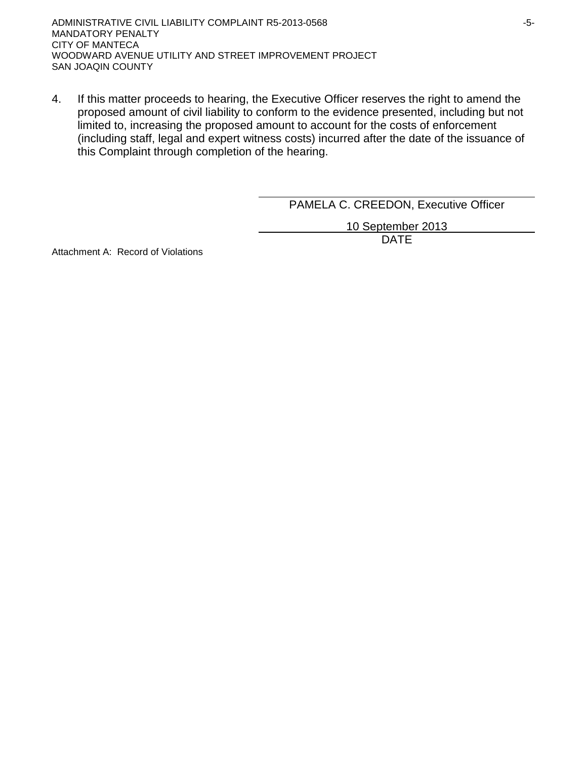4. If this matter proceeds to hearing, the Executive Officer reserves the right to amend the proposed amount of civil liability to conform to the evidence presented, including but not limited to, increasing the proposed amount to account for the costs of enforcement (including staff, legal and expert witness costs) incurred after the date of the issuance of this Complaint through completion of the hearing.

PAMELA C. CREEDON, Executive Officer

10 September 2013

DATE

Attachment A: Record of Violations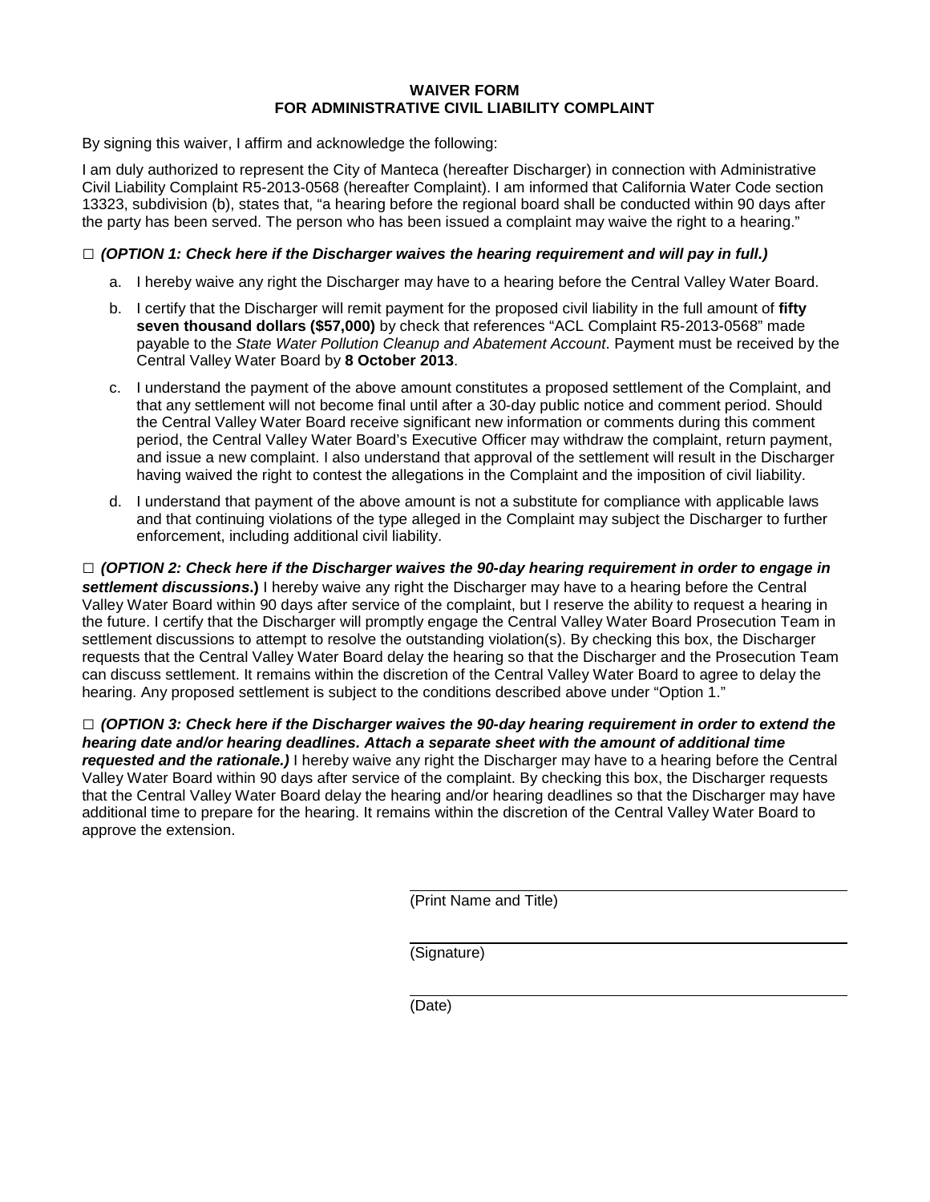**WAIVER FORM**
**FOR ADMINISTRATIVE CIVIL LIABILITY COMPLAINT**

By signing this waiver, I affirm and acknowledge the following:

I am duly authorized to represent the City of Manteca (hereafter Discharger) in connection with Administrative Civil Liability Complaint R5-2013-0568 (hereafter Complaint). I am informed that California Water Code section 13323, subdivision (b), states that, "a hearing before the regional board shall be conducted within 90 days after the party has been served. The person who has been issued a complaint may waive the right to a hearing."

□ ***(OPTION 1: Check here if the Discharger waives the hearing requirement and will pay in full.)***

a. I hereby waive any right the Discharger may have to a hearing before the Central Valley Water Board.

b. I certify that the Discharger will remit payment for the proposed civil liability in the full amount of **fifty seven thousand dollars ($57,000)** by check that references "ACL Complaint R5-2013-0568" made payable to the *State Water Pollution Cleanup and Abatement Account*. Payment must be received by the Central Valley Water Board by **8 October 2013**.

c. I understand the payment of the above amount constitutes a proposed settlement of the Complaint, and that any settlement will not become final until after a 30-day public notice and comment period. Should the Central Valley Water Board receive significant new information or comments during this comment period, the Central Valley Water Board's Executive Officer may withdraw the complaint, return payment, and issue a new complaint. I also understand that approval of the settlement will result in the Discharger having waived the right to contest the allegations in the Complaint and the imposition of civil liability.

d. I understand that payment of the above amount is not a substitute for compliance with applicable laws and that continuing violations of the type alleged in the Complaint may subject the Discharger to further enforcement, including additional civil liability.

□ ***(OPTION 2: Check here if the Discharger waives the 90-day hearing requirement in order to engage in settlement discussions*.)** I hereby waive any right the Discharger may have to a hearing before the Central Valley Water Board within 90 days after service of the complaint, but I reserve the ability to request a hearing in the future. I certify that the Discharger will promptly engage the Central Valley Water Board Prosecution Team in settlement discussions to attempt to resolve the outstanding violation(s). By checking this box, the Discharger requests that the Central Valley Water Board delay the hearing so that the Discharger and the Prosecution Team can discuss settlement. It remains within the discretion of the Central Valley Water Board to agree to delay the hearing. Any proposed settlement is subject to the conditions described above under "Option 1."

□ ***(OPTION 3: Check here if the Discharger waives the 90-day hearing requirement in order to extend the hearing date and/or hearing deadlines. Attach a separate sheet with the amount of additional time requested and the rationale.)*** I hereby waive any right the Discharger may have to a hearing before the Central Valley Water Board within 90 days after service of the complaint. By checking this box, the Discharger requests that the Central Valley Water Board delay the hearing and/or hearing deadlines so that the Discharger may have additional time to prepare for the hearing. It remains within the discretion of the Central Valley Water Board to approve the extension.

_______________________________
(Print Name and Title)

_______________________________
(Signature)

_______________________________
(Date)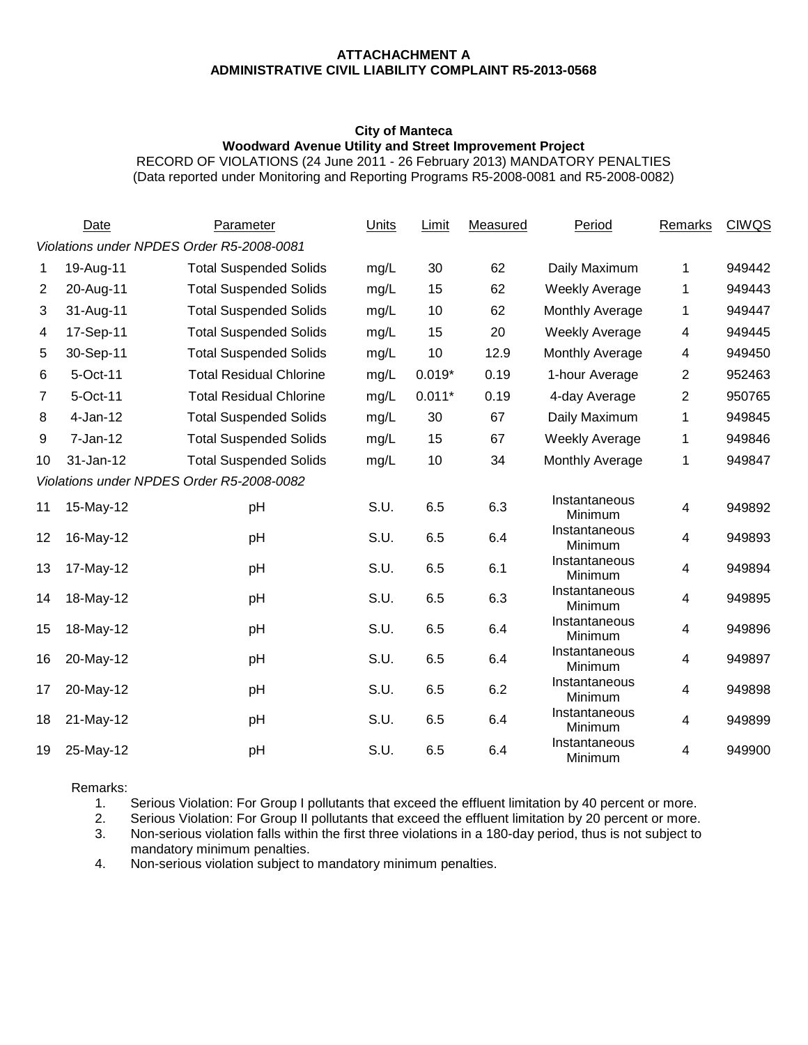**ATTACHACHMENT A**
**ADMINISTRATIVE CIVIL LIABILITY COMPLAINT R5-2013-0568**

**City of Manteca**
**Woodward Avenue Utility and Street Improvement Project**
RECORD OF VIOLATIONS (24 June 2011 - 26 February 2013) MANDATORY PENALTIES
(Data reported under Monitoring and Reporting Programs R5-2008-0081 and R5-2008-0082)

| | Date | Parameter | Units | Limit | Measured | Period | Remarks | CIWQS |
|---|---|---|---|---|---|---|---|---|
| *Violations under NPDES Order R5-2008-0081* | | | | | | | | |
| 1 | 19-Aug-11 | Total Suspended Solids | mg/L | 30 | 62 | Daily Maximum | 1 | 949442 |
| 2 | 20-Aug-11 | Total Suspended Solids | mg/L | 15 | 62 | Weekly Average | 1 | 949443 |
| 3 | 31-Aug-11 | Total Suspended Solids | mg/L | 10 | 62 | Monthly Average | 1 | 949447 |
| 4 | 17-Sep-11 | Total Suspended Solids | mg/L | 15 | 20 | Weekly Average | 4 | 949445 |
| 5 | 30-Sep-11 | Total Suspended Solids | mg/L | 10 | 12.9 | Monthly Average | 4 | 949450 |
| 6 | 5-Oct-11 | Total Residual Chlorine | mg/L | 0.019* | 0.19 | 1-hour Average | 2 | 952463 |
| 7 | 5-Oct-11 | Total Residual Chlorine | mg/L | 0.011* | 0.19 | 4-day Average | 2 | 950765 |
| 8 | 4-Jan-12 | Total Suspended Solids | mg/L | 30 | 67 | Daily Maximum | 1 | 949845 |
| 9 | 7-Jan-12 | Total Suspended Solids | mg/L | 15 | 67 | Weekly Average | 1 | 949846 |
| 10 | 31-Jan-12 | Total Suspended Solids | mg/L | 10 | 34 | Monthly Average | 1 | 949847 |
| *Violations under NPDES Order R5-2008-0082* | | | | | | | | |
| 11 | 15-May-12 | pH | S.U. | 6.5 | 6.3 | Instantaneous Minimum | 4 | 949892 |
| 12 | 16-May-12 | pH | S.U. | 6.5 | 6.4 | Instantaneous Minimum | 4 | 949893 |
| 13 | 17-May-12 | pH | S.U. | 6.5 | 6.1 | Instantaneous Minimum | 4 | 949894 |
| 14 | 18-May-12 | pH | S.U. | 6.5 | 6.3 | Instantaneous Minimum | 4 | 949895 |
| 15 | 18-May-12 | pH | S.U. | 6.5 | 6.4 | Instantaneous Minimum | 4 | 949896 |
| 16 | 20-May-12 | pH | S.U. | 6.5 | 6.4 | Instantaneous Minimum | 4 | 949897 |
| 17 | 20-May-12 | pH | S.U. | 6.5 | 6.2 | Instantaneous Minimum | 4 | 949898 |
| 18 | 21-May-12 | pH | S.U. | 6.5 | 6.4 | Instantaneous Minimum | 4 | 949899 |
| 19 | 25-May-12 | pH | S.U. | 6.5 | 6.4 | Instantaneous Minimum | 4 | 949900 |

Remarks:

1. Serious Violation: For Group I pollutants that exceed the effluent limitation by 40 percent or more.
2. Serious Violation: For Group II pollutants that exceed the effluent limitation by 20 percent or more.
3. Non-serious violation falls within the first three violations in a 180-day period, thus is not subject to mandatory minimum penalties.
4. Non-serious violation subject to mandatory minimum penalties.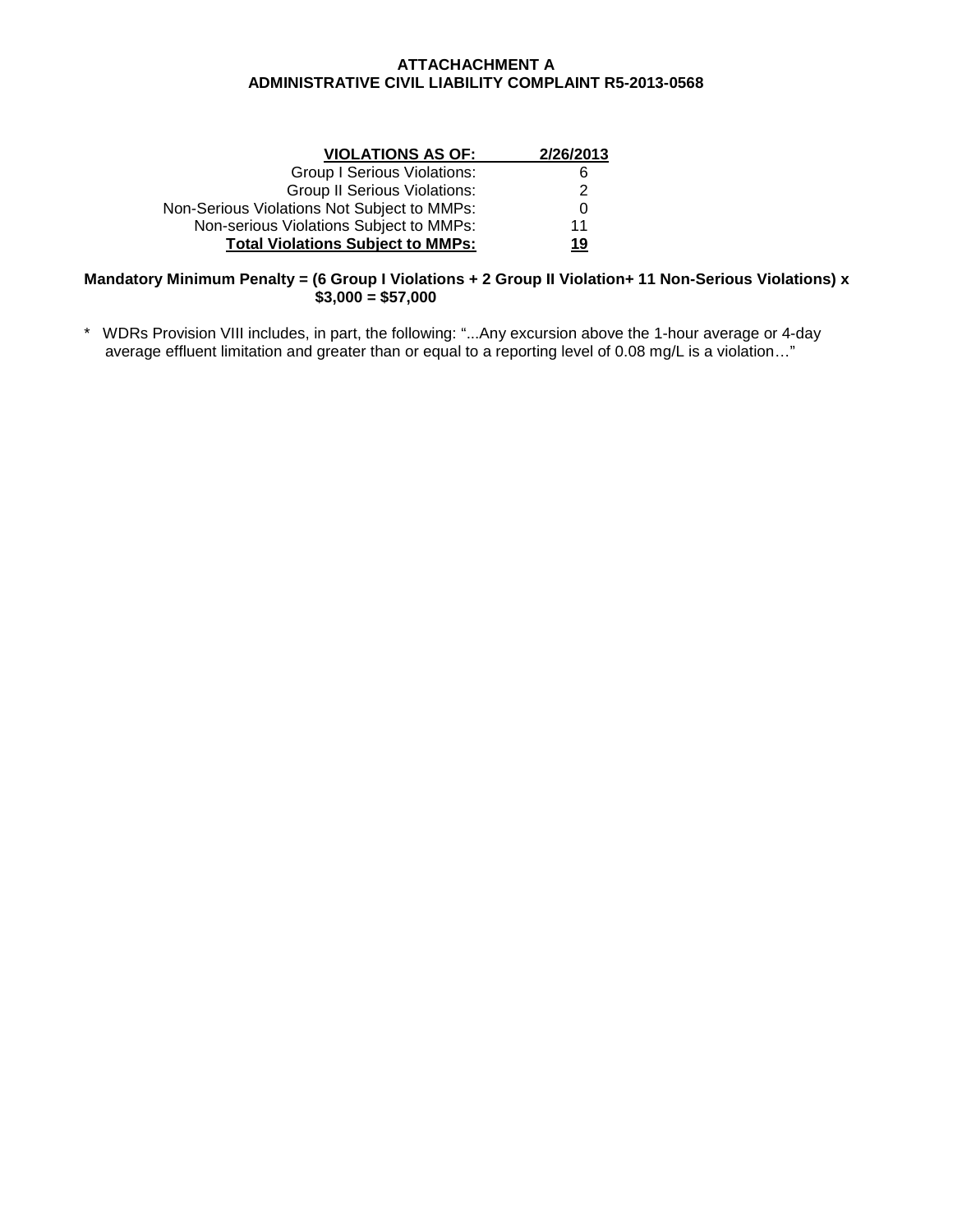**ATTACHACHMENT A**
**ADMINISTRATIVE CIVIL LIABILITY COMPLAINT R5-2013-0568**

| **VIOLATIONS AS OF:** | **2/26/2013** |
|---|---|
| Group I Serious Violations: | 6 |
| Group II Serious Violations: | 2 |
| Non-Serious Violations Not Subject to MMPs: | 0 |
| Non-serious Violations Subject to MMPs: | 11 |
| **Total Violations Subject to MMPs:** | **19** |

**Mandatory Minimum Penalty = (6 Group I Violations + 2 Group II Violation+ 11 Non-Serious Violations) x $3,000 = $57,000**

\* WDRs Provision VIII includes, in part, the following: "...Any excursion above the 1-hour average or 4-day average effluent limitation and greater than or equal to a reporting level of 0.08 mg/L is a violation…"